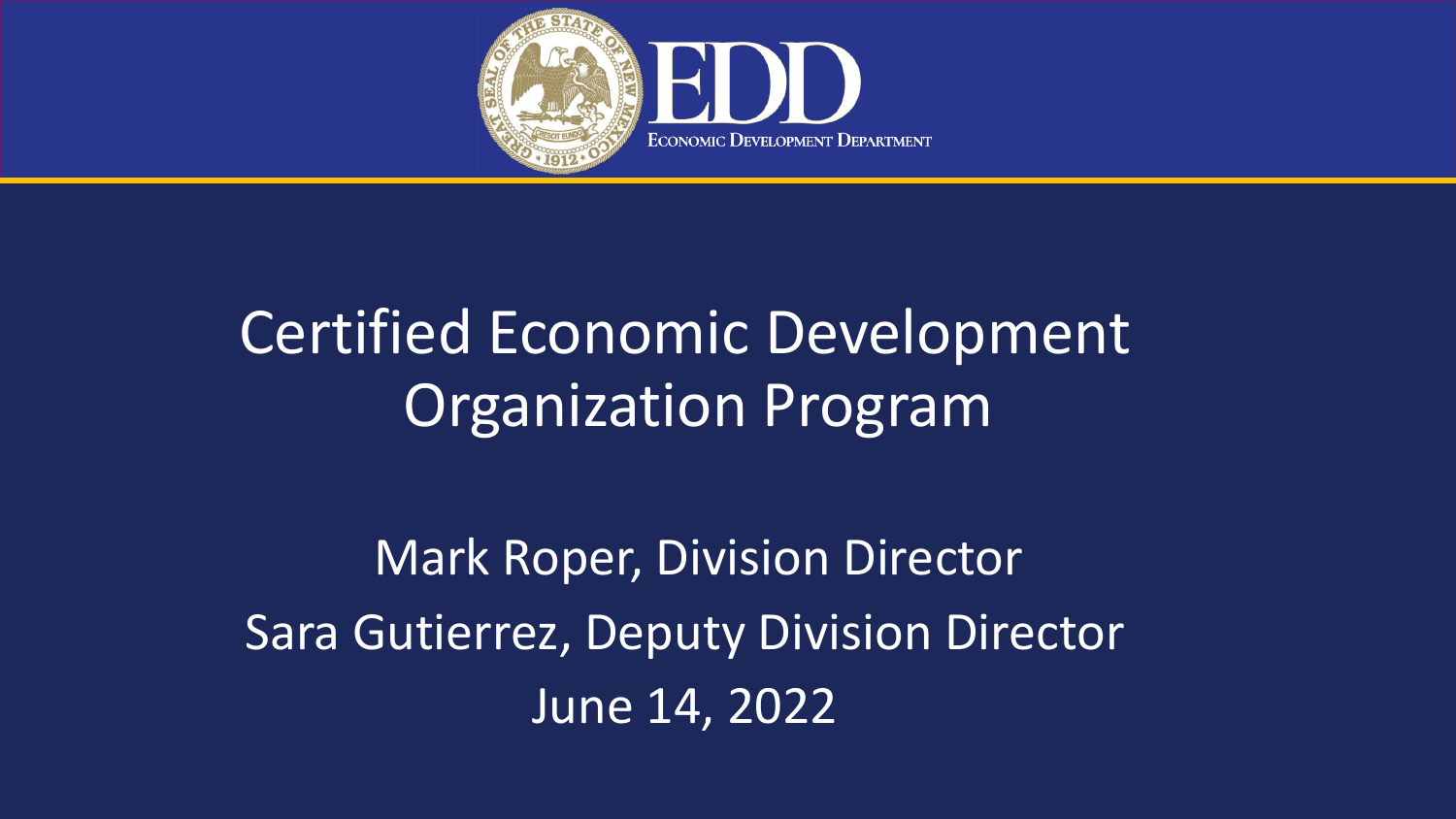EDD

ECONOMIC DEVELOPMENT DEPARTMENT

# Certified Economic Development Organization Program

Mark Roper, Division Director

Sara Gutierrez, Deputy Division Director

June 14, 2022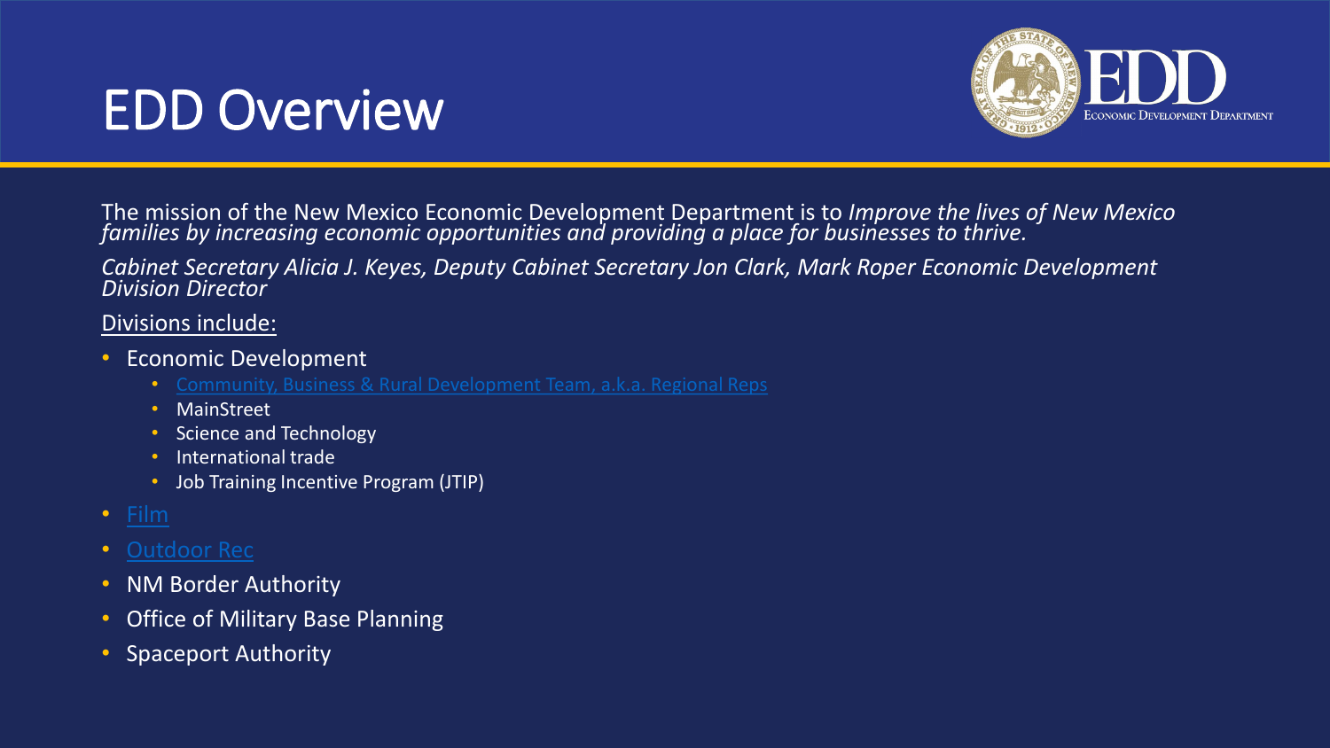# EDD Overview

The mission of the New Mexico Economic Development Department is to *Improve the lives of New Mexico families by increasing economic opportunities and providing a place for businesses to thrive.*

*Cabinet Secretary Alicia J. Keyes, Deputy Cabinet Secretary Jon Clark, Mark Roper Economic Development Division Director*

Divisions include:

- Economic Development
  - Community, Business & Rural Development Team, a.k.a. Regional Reps
  - MainStreet
  - Science and Technology
  - International trade
  - Job Training Incentive Program (JTIP)
- Film
- Outdoor Rec
- NM Border Authority
- Office of Military Base Planning
- Spaceport Authority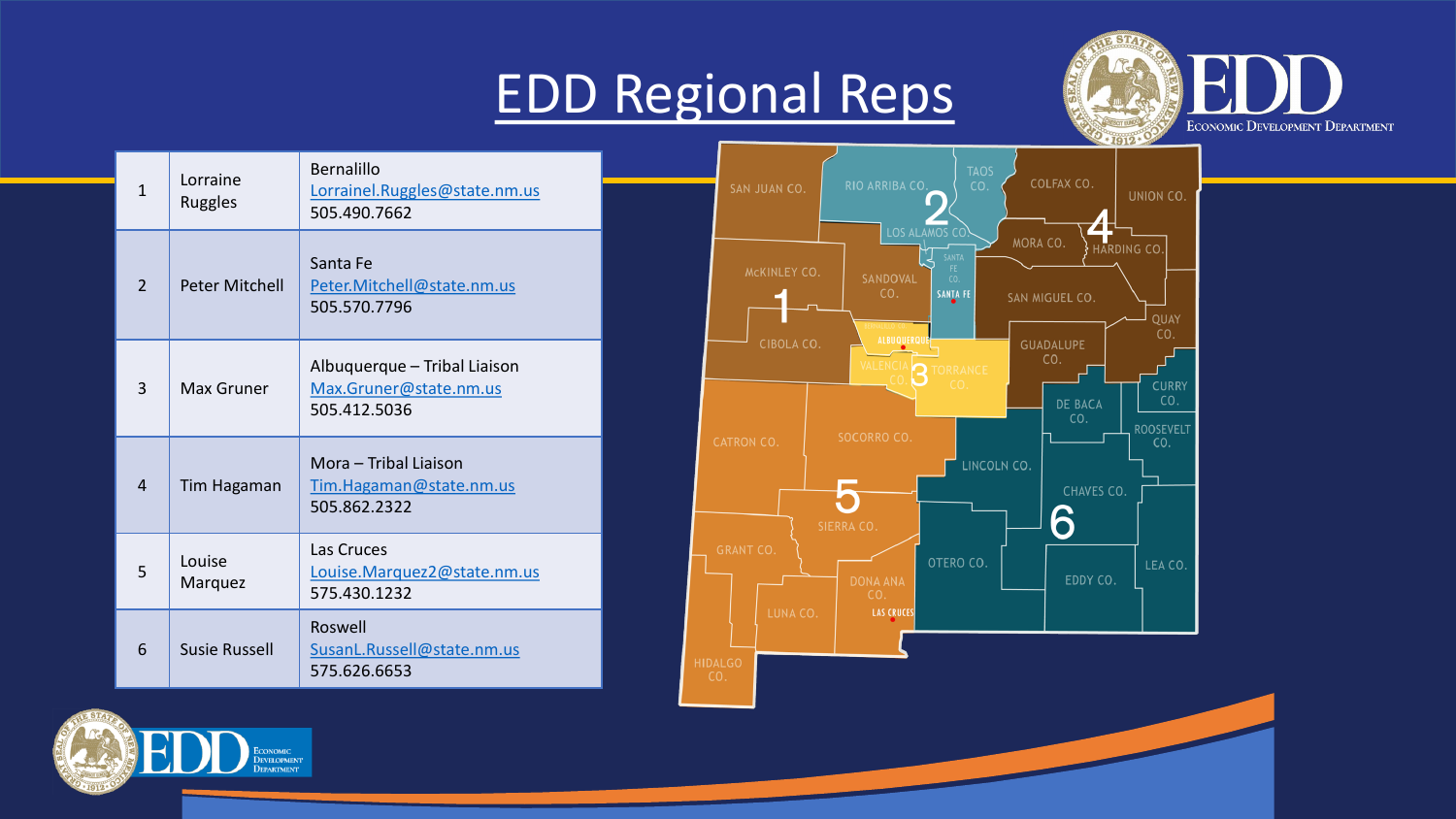# EDD Regional Reps

| | | |
|---|---|---|
| 1 | Lorraine Ruggles | Bernalillo<br>Lorrainel.Ruggles@state.nm.us<br>505.490.7662 |
| 2 | Peter Mitchell | Santa Fe<br>Peter.Mitchell@state.nm.us<br>505.570.7796 |
| 3 | Max Gruner | Albuquerque – Tribal Liaison<br>Max.Gruner@state.nm.us<br>505.412.5036 |
| 4 | Tim Hagaman | Mora – Tribal Liaison<br>Tim.Hagaman@state.nm.us<br>505.862.2322 |
| 5 | Louise Marquez | Las Cruces<br>Louise.Marquez2@state.nm.us<br>575.430.1232 |
| 6 | Susie Russell | Roswell<br>SusanL.Russell@state.nm.us<br>575.626.6653 |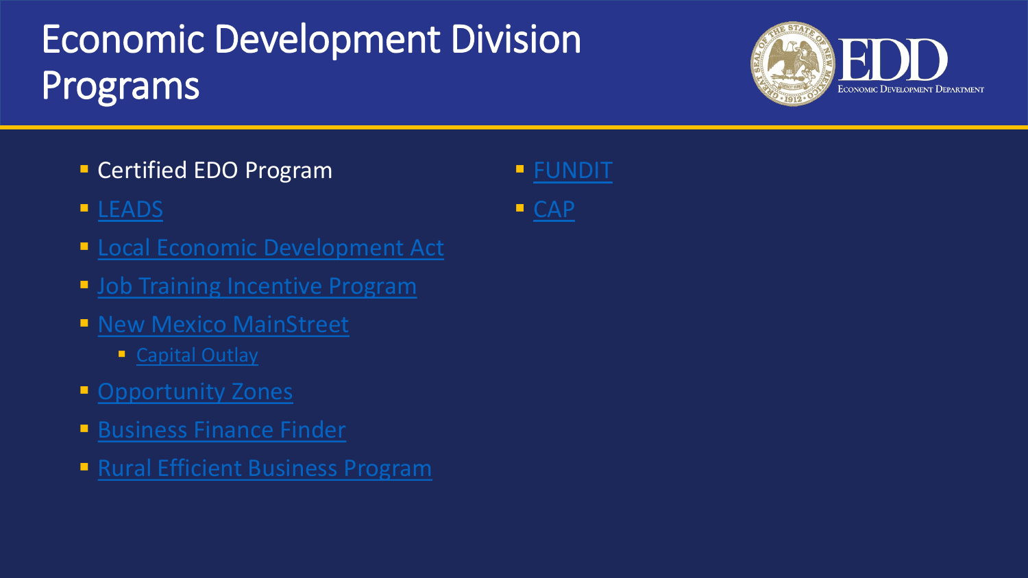# Economic Development Division Programs

- Certified EDO Program
- LEADS
- Local Economic Development Act
- Job Training Incentive Program
- New Mexico MainStreet
  - Capital Outlay
- Opportunity Zones
- Business Finance Finder
- Rural Efficient Business Program
- FUNDIT
- CAP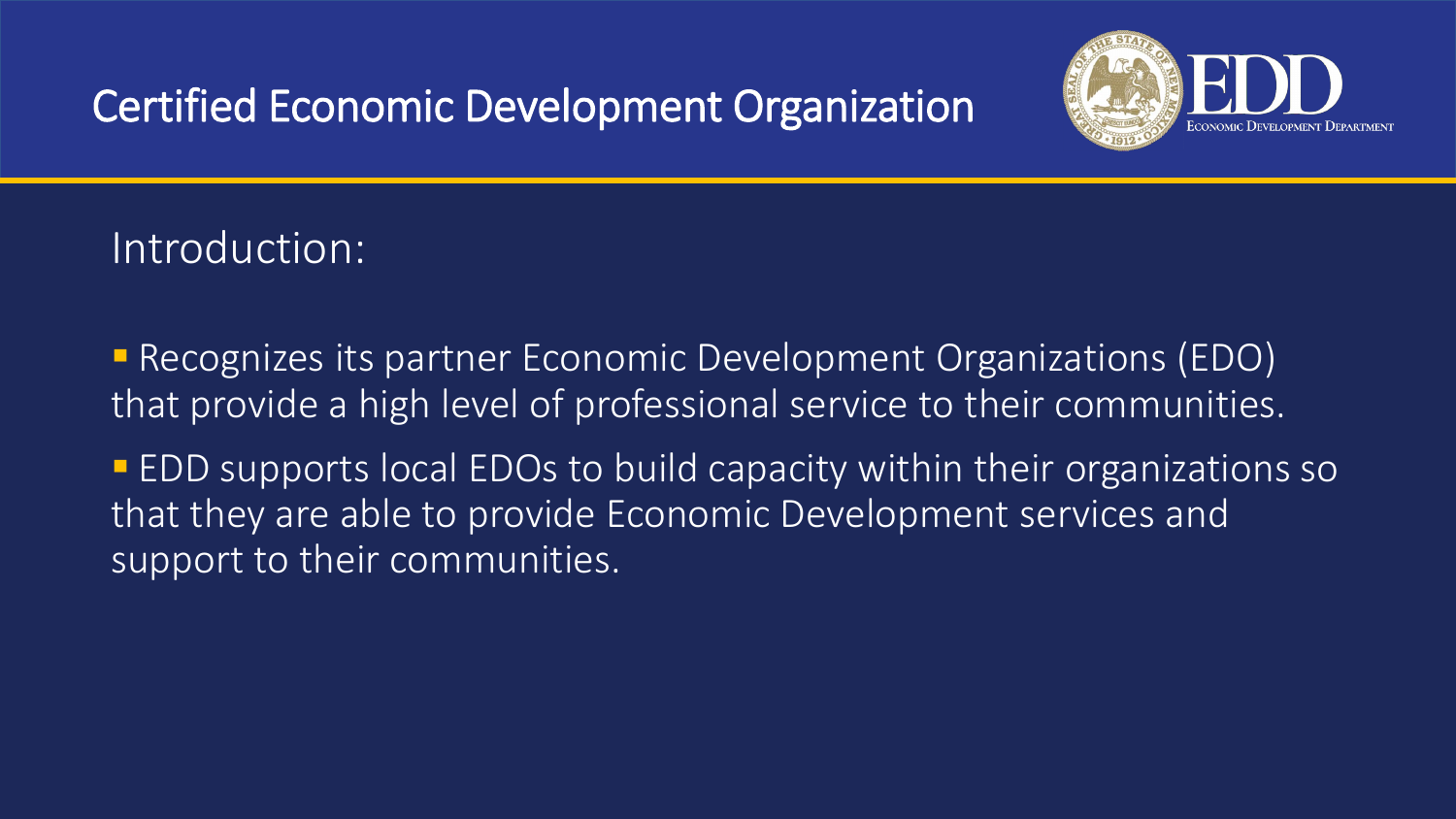# Certified Economic Development Organization

## Introduction:

- Recognizes its partner Economic Development Organizations (EDO) that provide a high level of professional service to their communities.
- EDD supports local EDOs to build capacity within their organizations so that they are able to provide Economic Development services and support to their communities.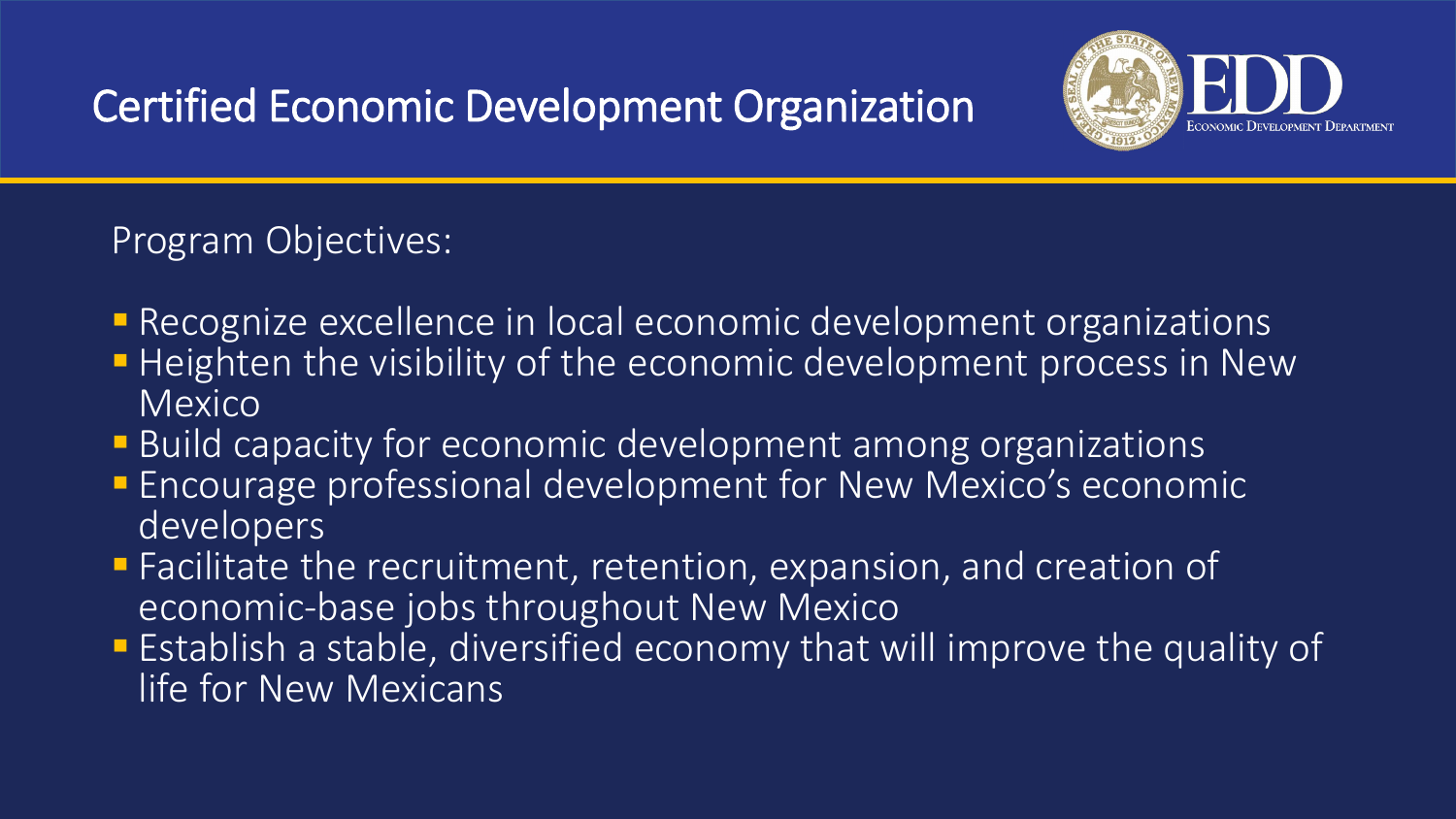# Certified Economic Development Organization

Program Objectives:

- Recognize excellence in local economic development organizations
- Heighten the visibility of the economic development process in New Mexico
- Build capacity for economic development among organizations
- Encourage professional development for New Mexico's economic developers
- Facilitate the recruitment, retention, expansion, and creation of economic-base jobs throughout New Mexico
- Establish a stable, diversified economy that will improve the quality of life for New Mexicans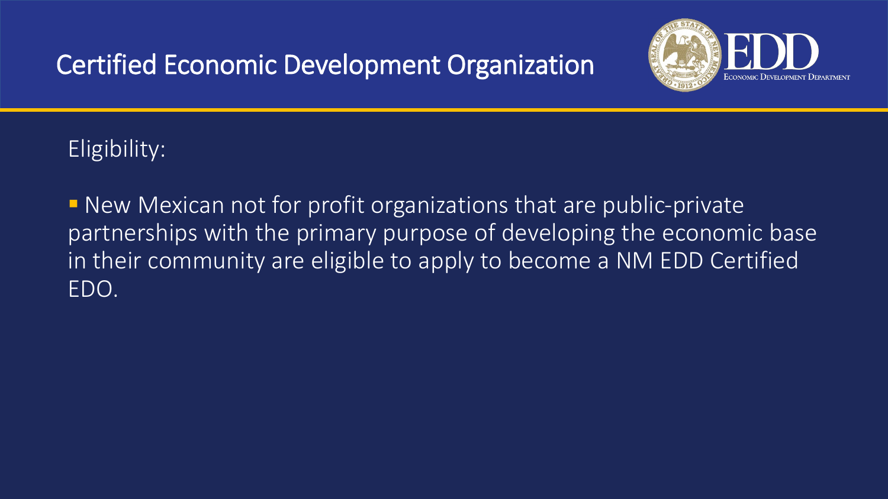# Certified Economic Development Organization

Eligibility:

- New Mexican not for profit organizations that are public-private partnerships with the primary purpose of developing the economic base in their community are eligible to apply to become a NM EDD Certified EDO.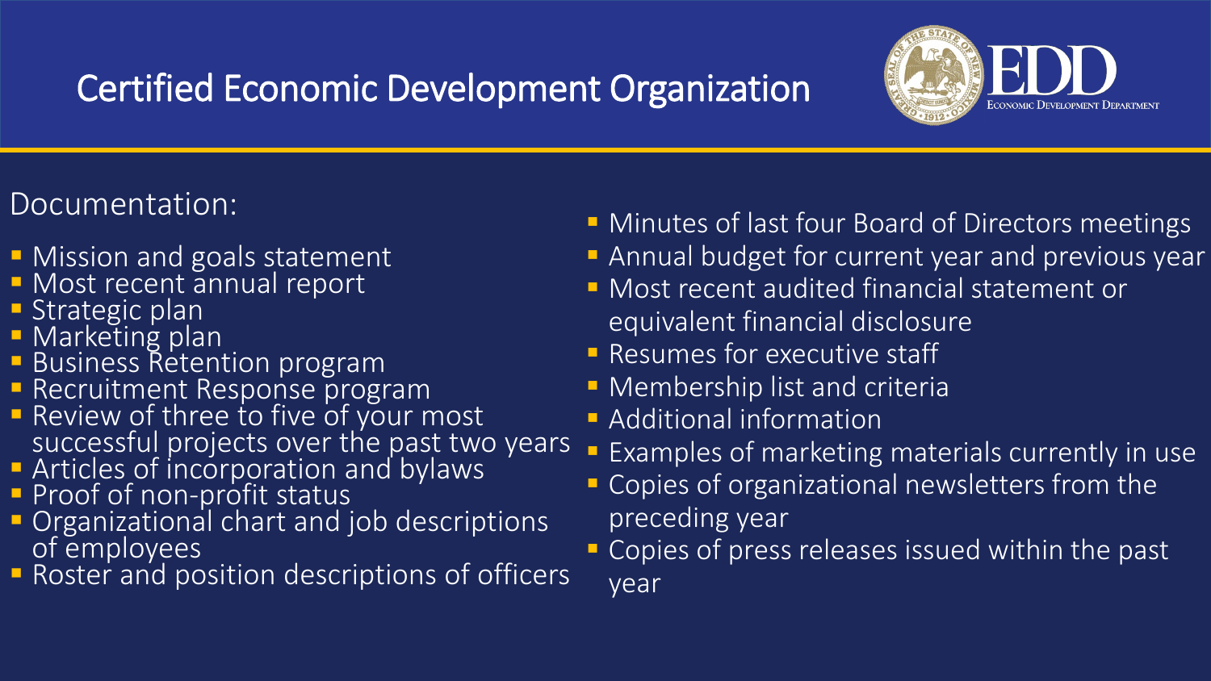# Certified Economic Development Organization

Documentation:

- Mission and goals statement
- Most recent annual report
- Strategic plan
- Marketing plan
- Business Retention program
- Recruitment Response program
- Review of three to five of your most successful projects over the past two years
- Articles of incorporation and bylaws
- Proof of non-profit status
- Organizational chart and job descriptions of employees
- Roster and position descriptions of officers
- Minutes of last four Board of Directors meetings
- Annual budget for current year and previous year
- Most recent audited financial statement or equivalent financial disclosure
- Resumes for executive staff
- Membership list and criteria
- Additional information
- Examples of marketing materials currently in use
- Copies of organizational newsletters from the preceding year
- Copies of press releases issued within the past year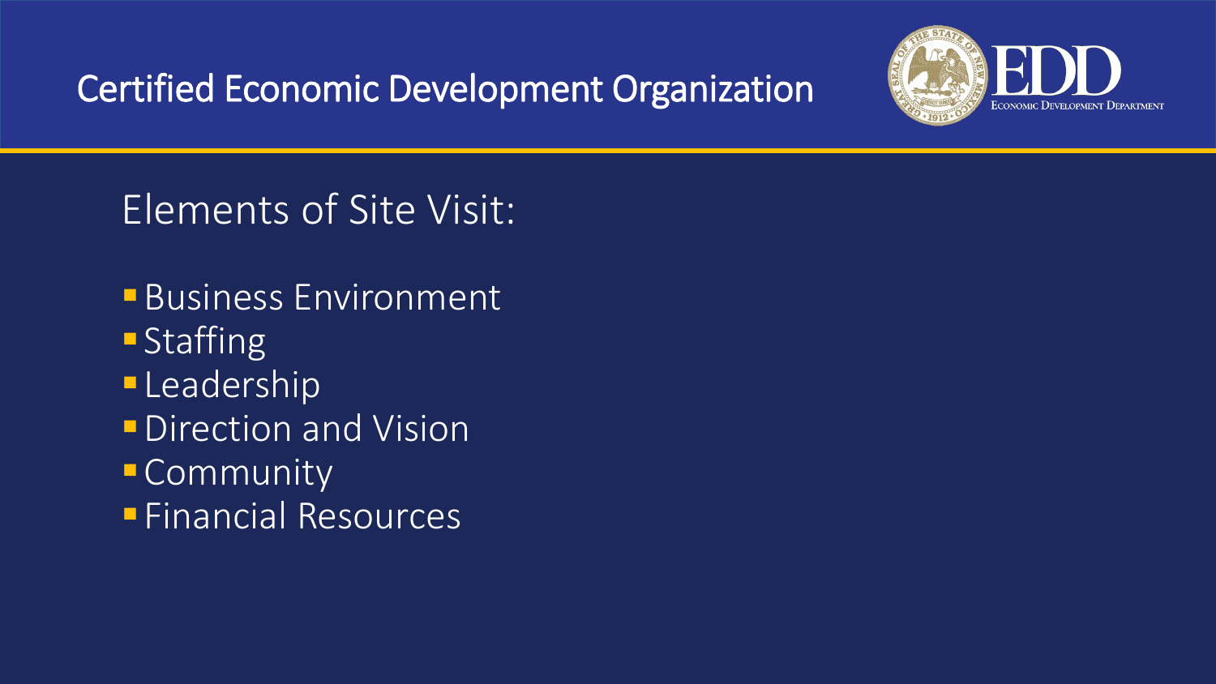# Certified Economic Development Organization

## Elements of Site Visit:

- Business Environment
- Staffing
- Leadership
- Direction and Vision
- Community
- Financial Resources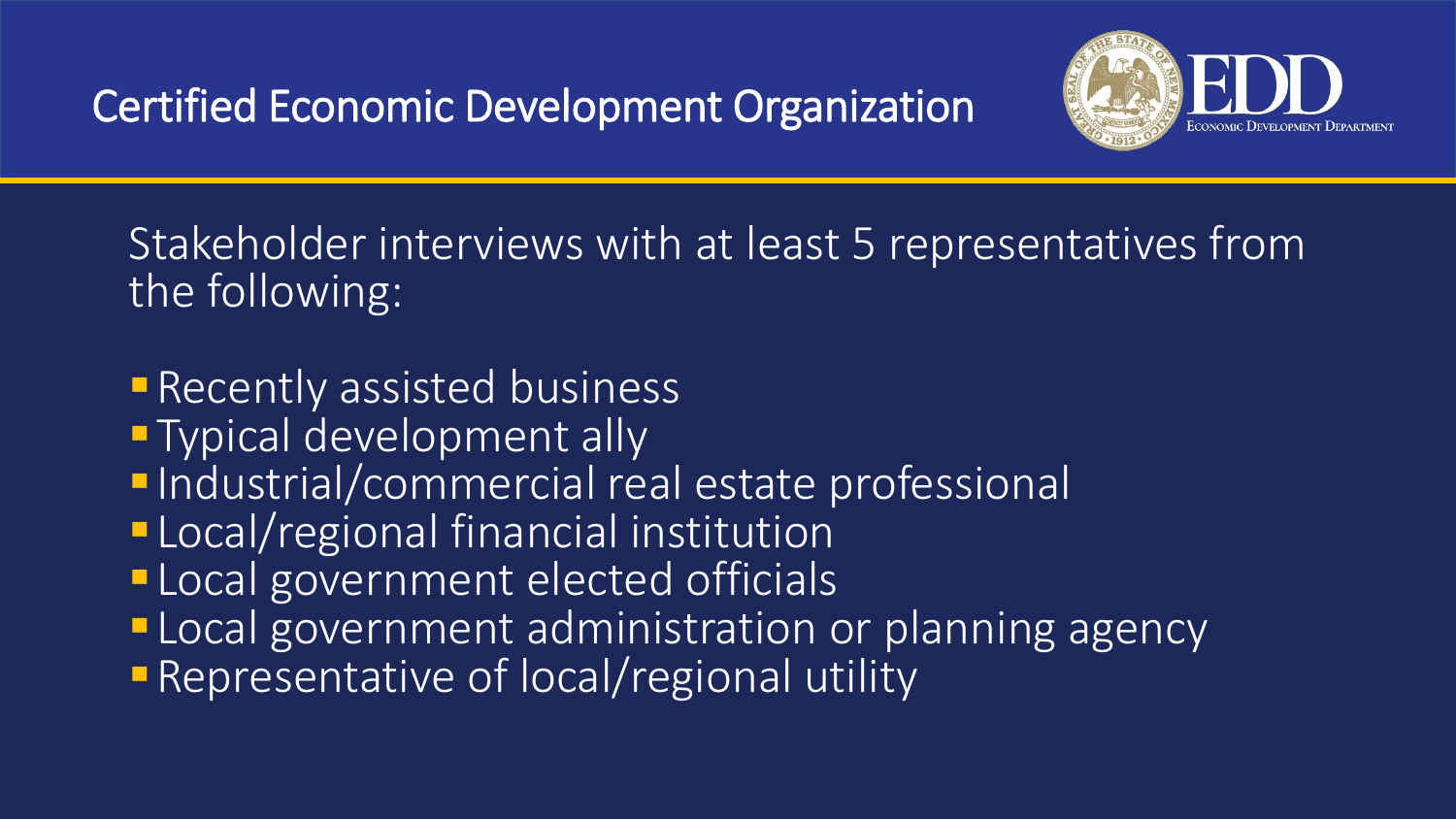# Certified Economic Development Organization

Stakeholder interviews with at least 5 representatives from the following:

- Recently assisted business
- Typical development ally
- Industrial/commercial real estate professional
- Local/regional financial institution
- Local government elected officials
- Local government administration or planning agency
- Representative of local/regional utility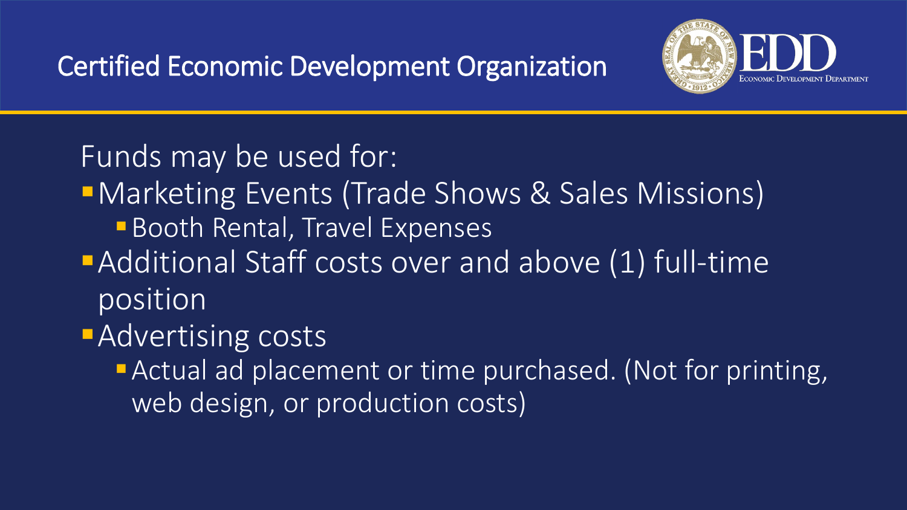# Certified Economic Development Organization

Funds may be used for:

- Marketing Events (Trade Shows & Sales Missions)
  - Booth Rental, Travel Expenses
- Additional Staff costs over and above (1) full-time position
- Advertising costs
  - Actual ad placement or time purchased. (Not for printing, web design, or production costs)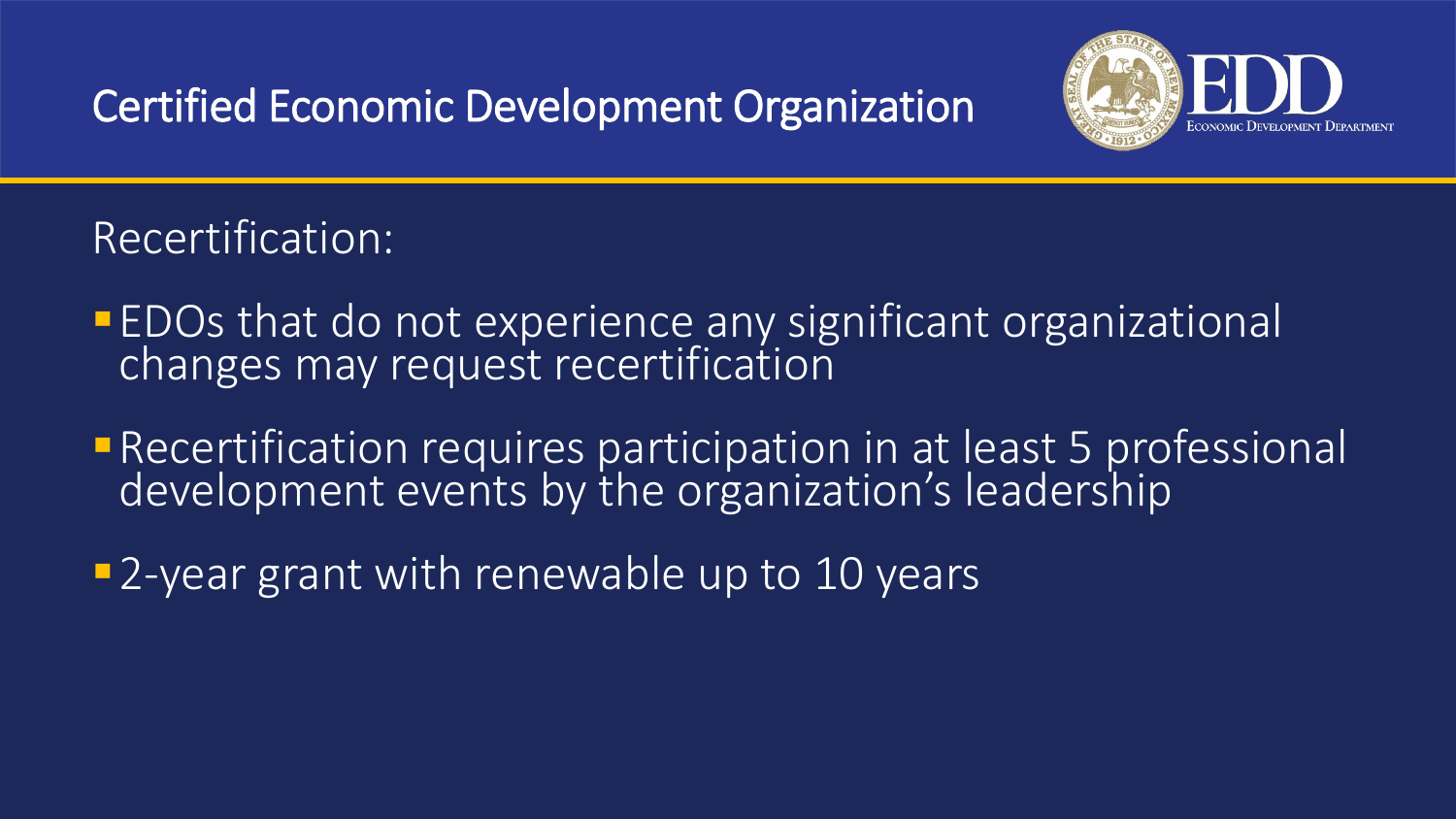# Certified Economic Development Organization

Recertification:

- EDOs that do not experience any significant organizational changes may request recertification
- Recertification requires participation in at least 5 professional development events by the organization's leadership
- 2-year grant with renewable up to 10 years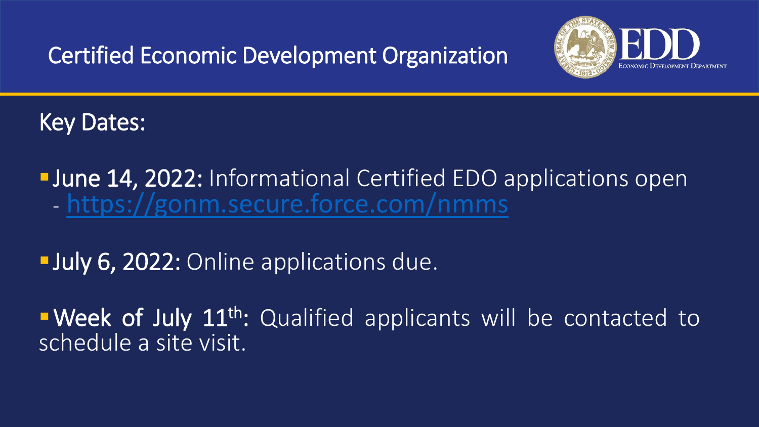# Certified Economic Development Organization

## Key Dates:

- **June 14, 2022:** Informational Certified EDO applications open - https://gonm.secure.force.com/nmms
- **July 6, 2022:** Online applications due.
- **Week of July 11th:** Qualified applicants will be contacted to schedule a site visit.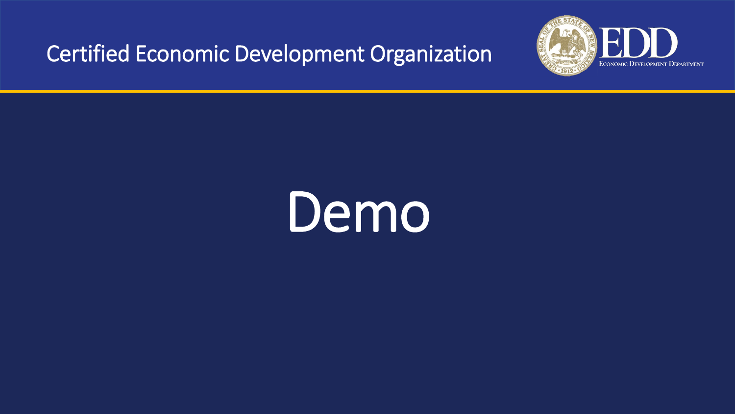# Certified Economic Development Organization

EDD
Economic Development Department

# Demo